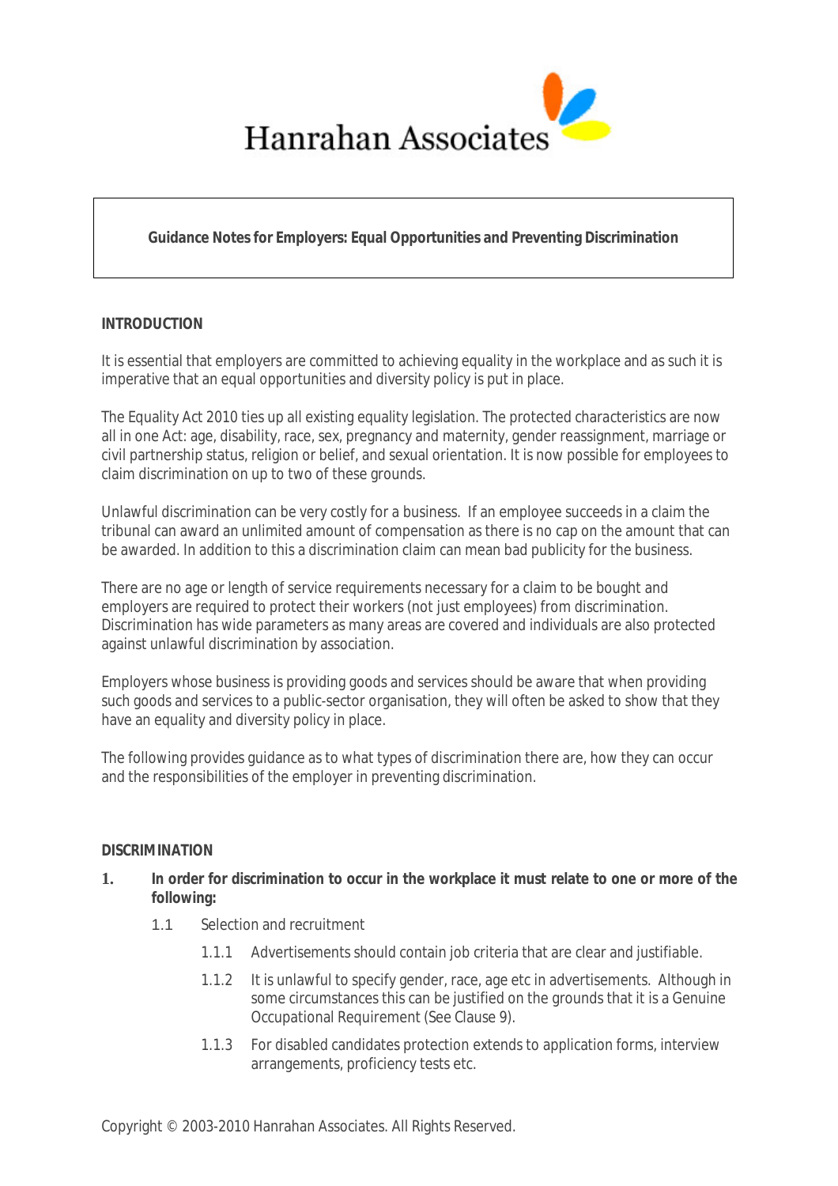Hanrahan Associates

**Guidance Notes for Employers: Equal Opportunities and Preventing Discrimination**

## INTRODUCTION

It is essential that employers are committed to achieving equality in the workplace and as such it is imperative that an equal opportunities and diversity policy is put in place.

The Equality Act 2010 ties up all existing equality legislation. The protected characteristics are now all in one Act: age, disability, race, sex, pregnancy and maternity, gender reassignment, marriage or civil partnership status, religion or belief, and sexual orientation. It is now possible for employees to claim discrimination on up to two of these grounds.

Unlawful discrimination can be very costly for a business. If an employee succeeds in a claim the tribunal can award an unlimited amount of compensation as there is no cap on the amount that can be awarded. In addition to this a discrimination claim can mean bad publicity for the business.

There are no age or length of service requirements necessary for a claim to be bought and employers are required to protect their workers (not just employees) from discrimination. Discrimination has wide parameters as many areas are covered and individuals are also protected against unlawful discrimination by association.

Employers whose business is providing goods and services should be aware that when providing such goods and services to a public-sector organisation, they will often be asked to show that they have an equality and diversity policy in place.

The following provides guidance as to what types of discrimination there are, how they can occur and the responsibilities of the employer in preventing discrimination.

## DISCRIMINATION

1. **In order for discrimination to occur in the workplace it must relate to one or more of the following:**

   1.1 Selection and recruitment

   1.1.1 Advertisements should contain job criteria that are clear and justifiable.

   1.1.2 It is unlawful to specify gender, race, age etc in advertisements. Although in some circumstances this can be justified on the grounds that it is a Genuine Occupational Requirement (See Clause 9).

   1.1.3 For disabled candidates protection extends to application forms, interview arrangements, proficiency tests etc.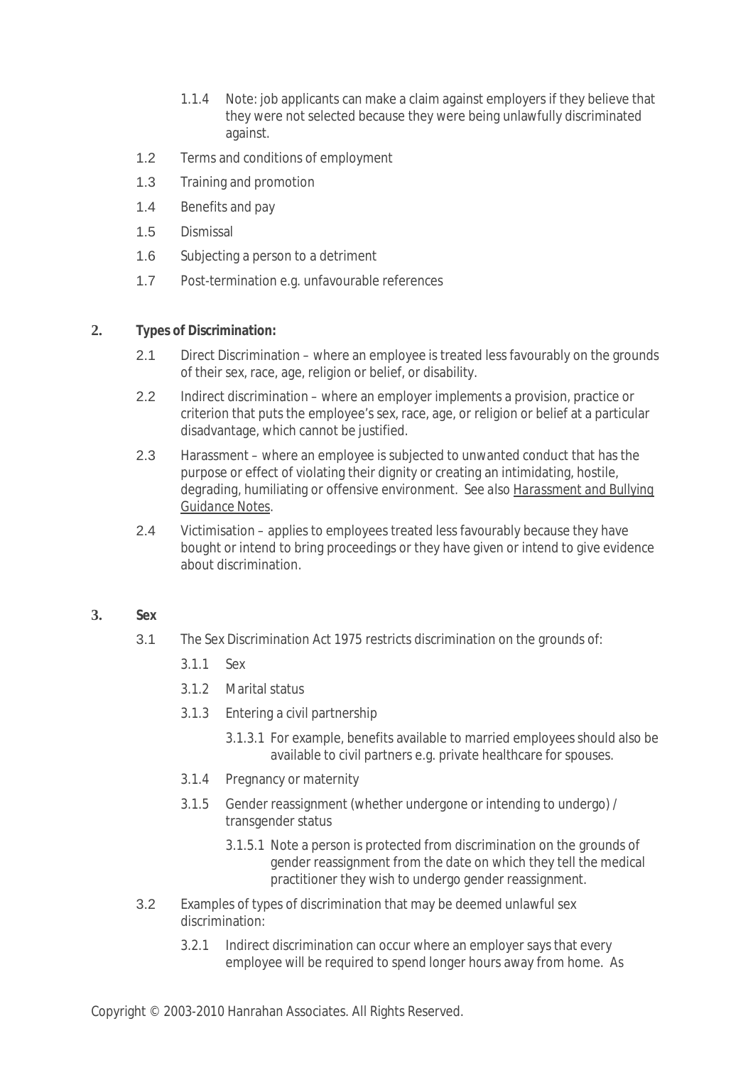1.1.4 Note: job applicants can make a claim against employers if they believe that they were not selected because they were being unlawfully discriminated against.

1.2 Terms and conditions of employment

1.3 Training and promotion

1.4 Benefits and pay

1.5 Dismissal

1.6 Subjecting a person to a detriment

1.7 Post-termination e.g. unfavourable references

**2. Types of Discrimination:**

2.1 Direct Discrimination – where an employee is treated less favourably on the grounds of their sex, race, age, religion or belief, or disability.

2.2 Indirect discrimination – where an employer implements a provision, practice or criterion that puts the employee's sex, race, age, or religion or belief at a particular disadvantage, which cannot be justified.

2.3 Harassment – where an employee is subjected to unwanted conduct that has the purpose or effect of violating their dignity or creating an intimidating, hostile, degrading, humiliating or offensive environment. *See also* Harassment and Bullying Guidance Notes.

2.4 Victimisation – applies to employees treated less favourably because they have bought or intend to bring proceedings or they have given or intend to give evidence about discrimination.

**3. Sex**

3.1 The Sex Discrimination Act 1975 restricts discrimination on the grounds of:

3.1.1 Sex

3.1.2 Marital status

3.1.3 Entering a civil partnership

3.1.3.1 For example, benefits available to married employees should also be available to civil partners e.g. private healthcare for spouses.

3.1.4 Pregnancy or maternity

3.1.5 Gender reassignment (whether undergone or intending to undergo) / transgender status

3.1.5.1 Note a person is protected from discrimination on the grounds of gender reassignment from the date on which they tell the medical practitioner they wish to undergo gender reassignment.

3.2 Examples of types of discrimination that may be deemed unlawful sex discrimination:

3.2.1 Indirect discrimination can occur where an employer says that every employee will be required to spend longer hours away from home. As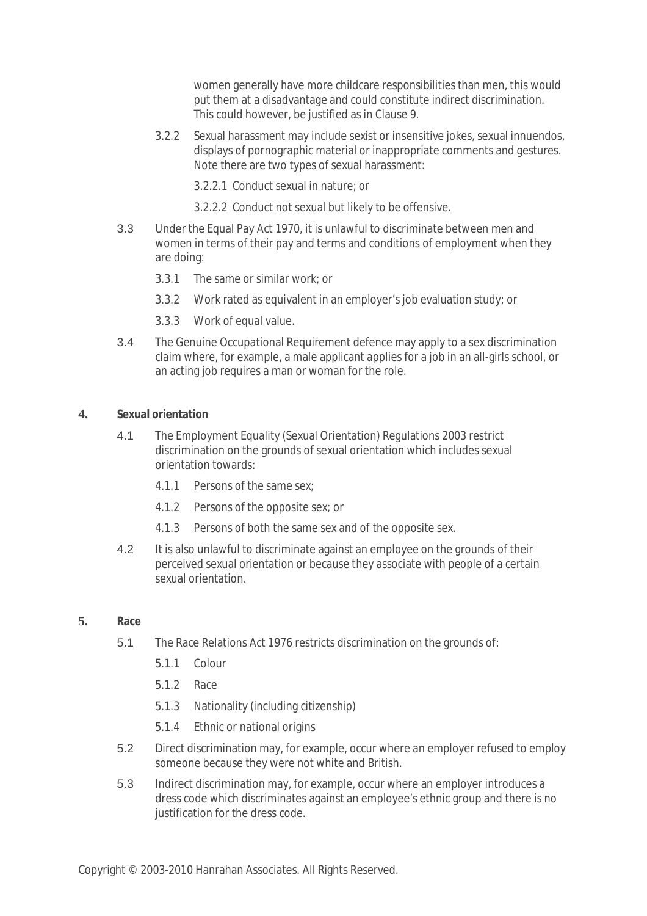women generally have more childcare responsibilities than men, this would put them at a disadvantage and could constitute indirect discrimination. This could however, be justified as in Clause 9.

3.2.2 Sexual harassment may include sexist or insensitive jokes, sexual innuendos, displays of pornographic material or inappropriate comments and gestures. Note there are two types of sexual harassment:

3.2.2.1 Conduct sexual in nature; or

3.2.2.2 Conduct not sexual but likely to be offensive.

3.3 Under the Equal Pay Act 1970, it is unlawful to discriminate between men and women in terms of their pay and terms and conditions of employment when they are doing:

3.3.1 The same or similar work; or

3.3.2 Work rated as equivalent in an employer's job evaluation study; or

3.3.3 Work of equal value.

3.4 The Genuine Occupational Requirement defence may apply to a sex discrimination claim where, for example, a male applicant applies for a job in an all-girls school, or an acting job requires a man or woman for the role.

## 4. Sexual orientation

4.1 The Employment Equality (Sexual Orientation) Regulations 2003 restrict discrimination on the grounds of sexual orientation which includes sexual orientation towards:

4.1.1 Persons of the same sex;

4.1.2 Persons of the opposite sex; or

4.1.3 Persons of both the same sex and of the opposite sex.

4.2 It is also unlawful to discriminate against an employee on the grounds of their perceived sexual orientation or because they associate with people of a certain sexual orientation.

## 5. Race

5.1 The Race Relations Act 1976 restricts discrimination on the grounds of:

5.1.1 Colour

5.1.2 Race

5.1.3 Nationality (including citizenship)

5.1.4 Ethnic or national origins

5.2 Direct discrimination may, for example, occur where an employer refused to employ someone because they were not white and British.

5.3 Indirect discrimination may, for example, occur where an employer introduces a dress code which discriminates against an employee's ethnic group and there is no justification for the dress code.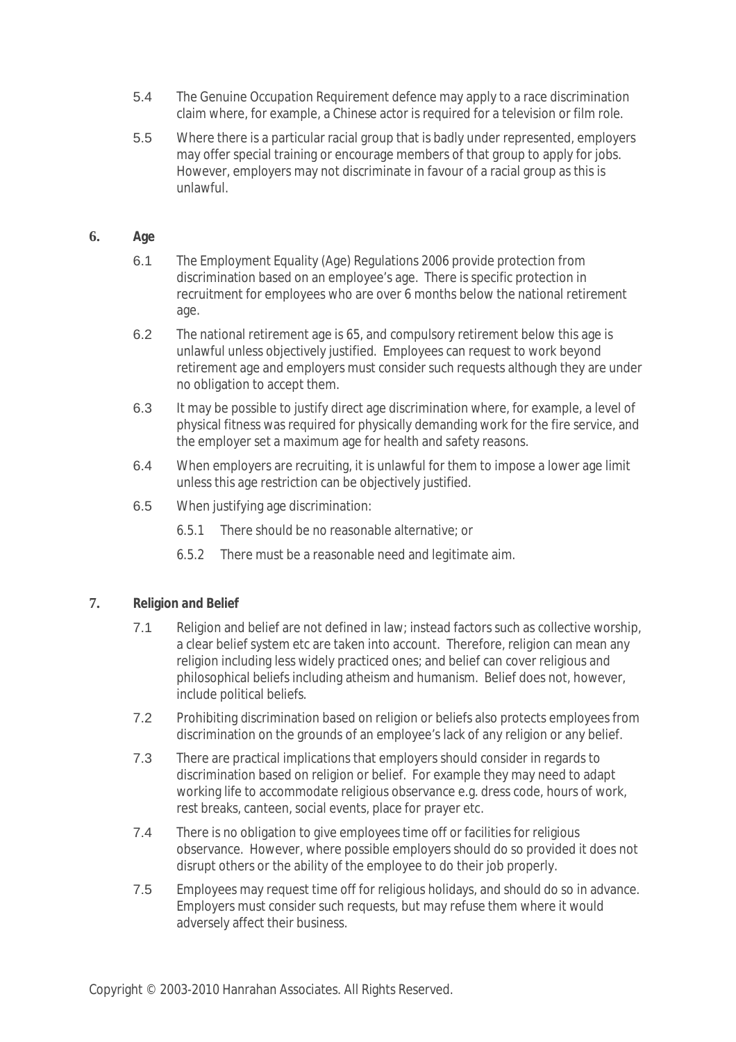5.4 The Genuine Occupation Requirement defence may apply to a race discrimination claim where, for example, a Chinese actor is required for a television or film role.

5.5 Where there is a particular racial group that is badly under represented, employers may offer special training or encourage members of that group to apply for jobs. However, employers may not discriminate in favour of a racial group as this is unlawful.

## 6. Age

6.1 The Employment Equality (Age) Regulations 2006 provide protection from discrimination based on an employee's age. There is specific protection in recruitment for employees who are over 6 months below the national retirement age.

6.2 The national retirement age is 65, and compulsory retirement below this age is unlawful unless objectively justified. Employees can request to work beyond retirement age and employers must consider such requests although they are under no obligation to accept them.

6.3 It may be possible to justify direct age discrimination where, for example, a level of physical fitness was required for physically demanding work for the fire service, and the employer set a maximum age for health and safety reasons.

6.4 When employers are recruiting, it is unlawful for them to impose a lower age limit unless this age restriction can be objectively justified.

6.5 When justifying age discrimination:

6.5.1 There should be no reasonable alternative; or

6.5.2 There must be a reasonable need and legitimate aim.

## 7. Religion and Belief

7.1 Religion and belief are not defined in law; instead factors such as collective worship, a clear belief system etc are taken into account. Therefore, religion can mean any religion including less widely practiced ones; and belief can cover religious and philosophical beliefs including atheism and humanism. Belief does not, however, include political beliefs.

7.2 Prohibiting discrimination based on religion or beliefs also protects employees from discrimination on the grounds of an employee's lack of any religion or any belief.

7.3 There are practical implications that employers should consider in regards to discrimination based on religion or belief. For example they may need to adapt working life to accommodate religious observance e.g. dress code, hours of work, rest breaks, canteen, social events, place for prayer etc.

7.4 There is no obligation to give employees time off or facilities for religious observance. However, where possible employers should do so provided it does not disrupt others or the ability of the employee to do their job properly.

7.5 Employees may request time off for religious holidays, and should do so in advance. Employers must consider such requests, but may refuse them where it would adversely affect their business.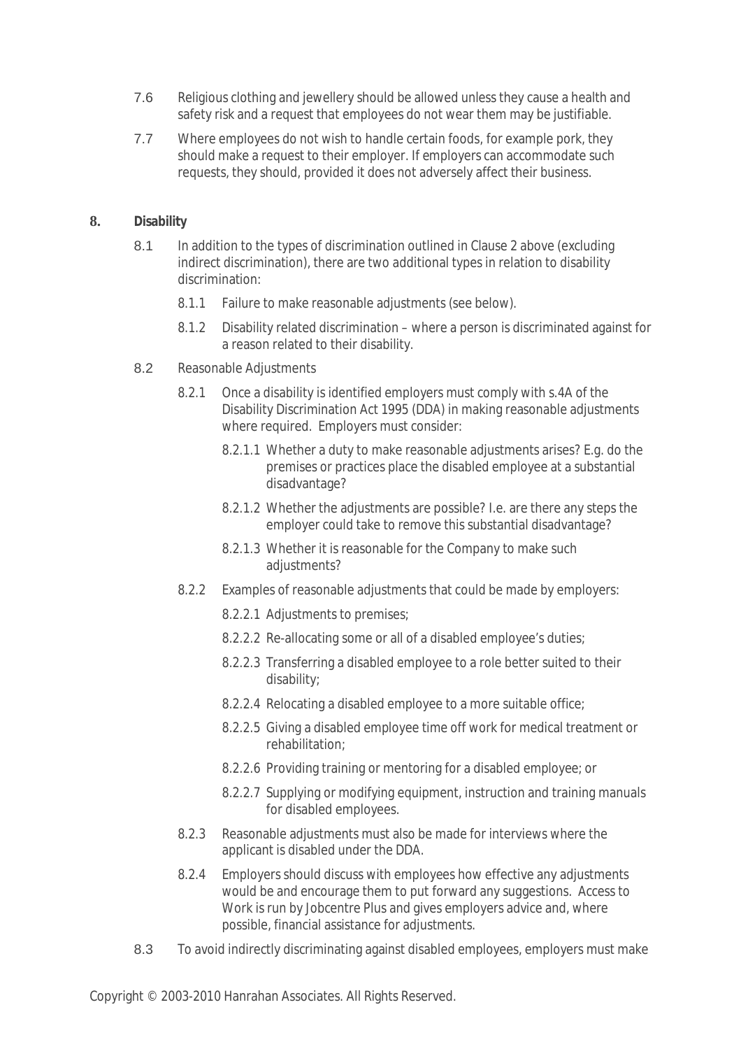7.6 Religious clothing and jewellery should be allowed unless they cause a health and safety risk and a request that employees do not wear them may be justifiable.

7.7 Where employees do not wish to handle certain foods, for example pork, they should make a request to their employer. If employers can accommodate such requests, they should, provided it does not adversely affect their business.

## 8. Disability

8.1 In addition to the types of discrimination outlined in Clause 2 above (excluding indirect discrimination), there are two additional types in relation to disability discrimination:

- 8.1.1 Failure to make reasonable adjustments (see below).
- 8.1.2 Disability related discrimination – where a person is discriminated against for a reason related to their disability.

8.2 Reasonable Adjustments

- 8.2.1 Once a disability is identified employers must comply with s.4A of the Disability Discrimination Act 1995 (DDA) in making reasonable adjustments where required. Employers must consider:
  - 8.2.1.1 Whether a duty to make reasonable adjustments arises? E.g. do the premises or practices place the disabled employee at a substantial disadvantage?
  - 8.2.1.2 Whether the adjustments are possible? I.e. are there any steps the employer could take to remove this substantial disadvantage?
  - 8.2.1.3 Whether it is reasonable for the Company to make such adjustments?
- 8.2.2 Examples of reasonable adjustments that could be made by employers:
  - 8.2.2.1 Adjustments to premises;
  - 8.2.2.2 Re-allocating some or all of a disabled employee's duties;
  - 8.2.2.3 Transferring a disabled employee to a role better suited to their disability;
  - 8.2.2.4 Relocating a disabled employee to a more suitable office;
  - 8.2.2.5 Giving a disabled employee time off work for medical treatment or rehabilitation;
  - 8.2.2.6 Providing training or mentoring for a disabled employee; or
  - 8.2.2.7 Supplying or modifying equipment, instruction and training manuals for disabled employees.
- 8.2.3 Reasonable adjustments must also be made for interviews where the applicant is disabled under the DDA.
- 8.2.4 Employers should discuss with employees how effective any adjustments would be and encourage them to put forward any suggestions. Access to Work is run by Jobcentre Plus and gives employers advice and, where possible, financial assistance for adjustments.

8.3 To avoid indirectly discriminating against disabled employees, employers must make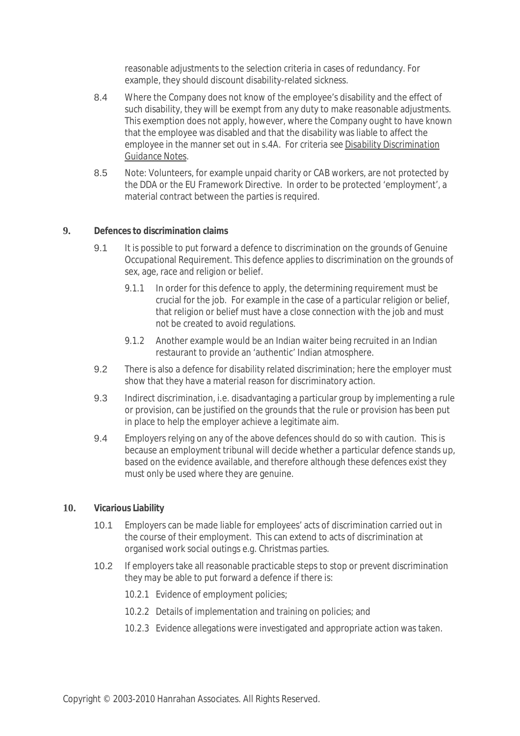reasonable adjustments to the selection criteria in cases of redundancy. For example, they should discount disability-related sickness.

8.4 Where the Company does not know of the employee's disability and the effect of such disability, they will be exempt from any duty to make reasonable adjustments. This exemption does not apply, however, where the Company ought to have known that the employee was disabled and that the disability was liable to affect the employee in the manner set out in s.4A. For criteria see *Disability Discrimination Guidance Notes*.

8.5 Note: Volunteers, for example unpaid charity or CAB workers, are not protected by the DDA or the EU Framework Directive. In order to be protected 'employment', a material contract between the parties is required.

## 9. Defences to discrimination claims

9.1 It is possible to put forward a defence to discrimination on the grounds of Genuine Occupational Requirement. This defence applies to discrimination on the grounds of sex, age, race and religion or belief.

9.1.1 In order for this defence to apply, the determining requirement must be crucial for the job. For example in the case of a particular religion or belief, that religion or belief must have a close connection with the job and must not be created to avoid regulations.

9.1.2 Another example would be an Indian waiter being recruited in an Indian restaurant to provide an 'authentic' Indian atmosphere.

9.2 There is also a defence for disability related discrimination; here the employer must show that they have a material reason for discriminatory action.

9.3 Indirect discrimination, i.e. disadvantaging a particular group by implementing a rule or provision, can be justified on the grounds that the rule or provision has been put in place to help the employer achieve a legitimate aim.

9.4 Employers relying on any of the above defences should do so with caution. This is because an employment tribunal will decide whether a particular defence stands up, based on the evidence available, and therefore although these defences exist they must only be used where they are genuine.

## 10. Vicarious Liability

10.1 Employers can be made liable for employees' acts of discrimination carried out in the course of their employment. This can extend to acts of discrimination at organised work social outings e.g. Christmas parties.

10.2 If employers take all reasonable practicable steps to stop or prevent discrimination they may be able to put forward a defence if there is:

10.2.1 Evidence of employment policies;

10.2.2 Details of implementation and training on policies; and

10.2.3 Evidence allegations were investigated and appropriate action was taken.

Copyright © 2003-2010 Hanrahan Associates. All Rights Reserved.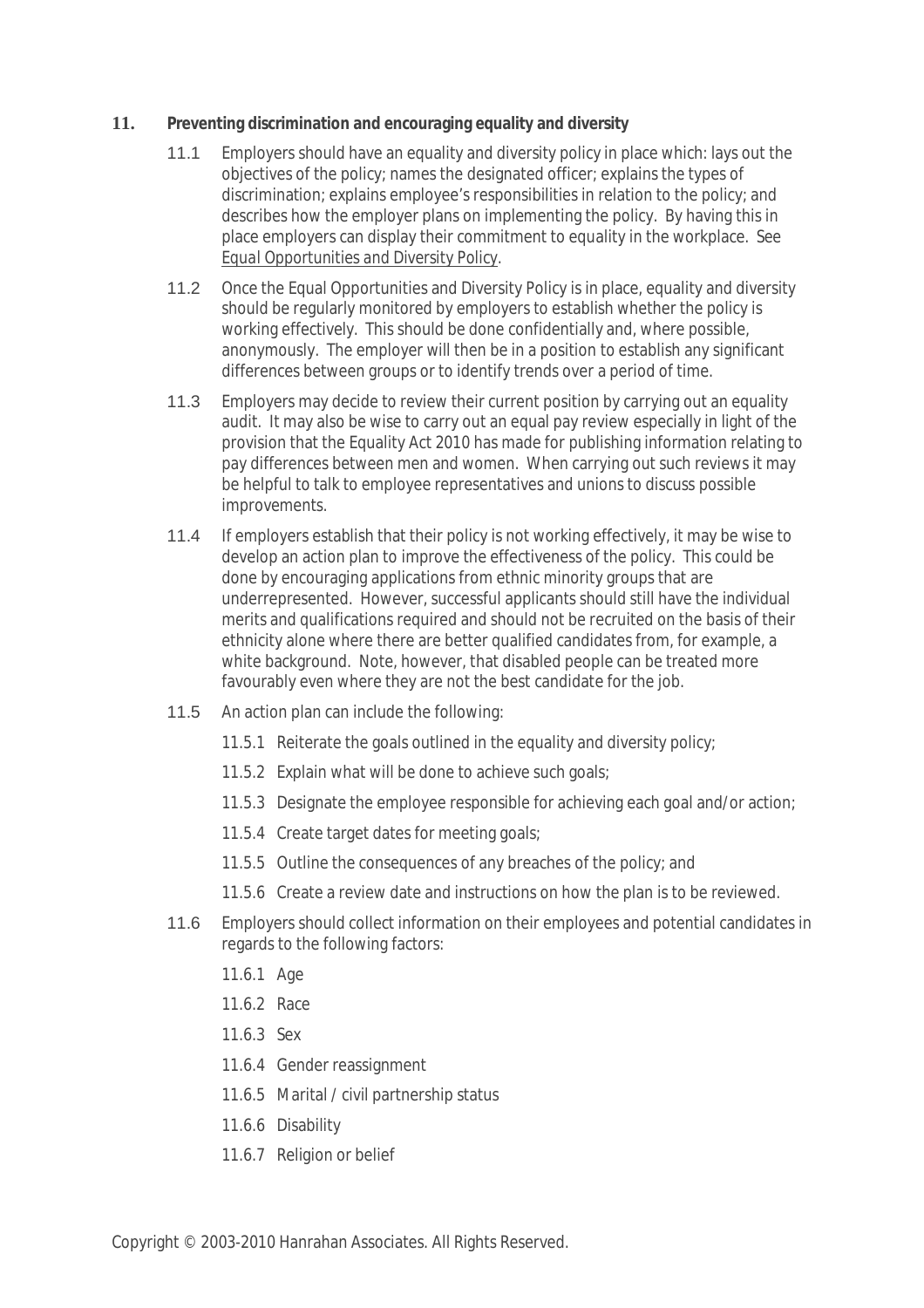## 11. Preventing discrimination and encouraging equality and diversity

11.1 Employers should have an equality and diversity policy in place which: lays out the objectives of the policy; names the designated officer; explains the types of discrimination; explains employee's responsibilities in relation to the policy; and describes how the employer plans on implementing the policy. By having this in place employers can display their commitment to equality in the workplace. See Equal Opportunities and Diversity Policy.

11.2 Once the Equal Opportunities and Diversity Policy is in place, equality and diversity should be regularly monitored by employers to establish whether the policy is working effectively. This should be done confidentially and, where possible, anonymously. The employer will then be in a position to establish any significant differences between groups or to identify trends over a period of time.

11.3 Employers may decide to review their current position by carrying out an equality audit. It may also be wise to carry out an equal pay review especially in light of the provision that the Equality Act 2010 has made for publishing information relating to pay differences between men and women. When carrying out such reviews it may be helpful to talk to employee representatives and unions to discuss possible improvements.

11.4 If employers establish that their policy is not working effectively, it may be wise to develop an action plan to improve the effectiveness of the policy. This could be done by encouraging applications from ethnic minority groups that are underrepresented. However, successful applicants should still have the individual merits and qualifications required and should not be recruited on the basis of their ethnicity alone where there are better qualified candidates from, for example, a white background. Note, however, that disabled people can be treated more favourably even where they are not the best candidate for the job.

11.5 An action plan can include the following:

- 11.5.1 Reiterate the goals outlined in the equality and diversity policy;
- 11.5.2 Explain what will be done to achieve such goals;
- 11.5.3 Designate the employee responsible for achieving each goal and/or action;
- 11.5.4 Create target dates for meeting goals;
- 11.5.5 Outline the consequences of any breaches of the policy; and
- 11.5.6 Create a review date and instructions on how the plan is to be reviewed.

11.6 Employers should collect information on their employees and potential candidates in regards to the following factors:

- 11.6.1 Age
- 11.6.2 Race
- 11.6.3 Sex
- 11.6.4 Gender reassignment
- 11.6.5 Marital / civil partnership status
- 11.6.6 Disability
- 11.6.7 Religion or belief

Copyright © 2003-2010 Hanrahan Associates. All Rights Reserved.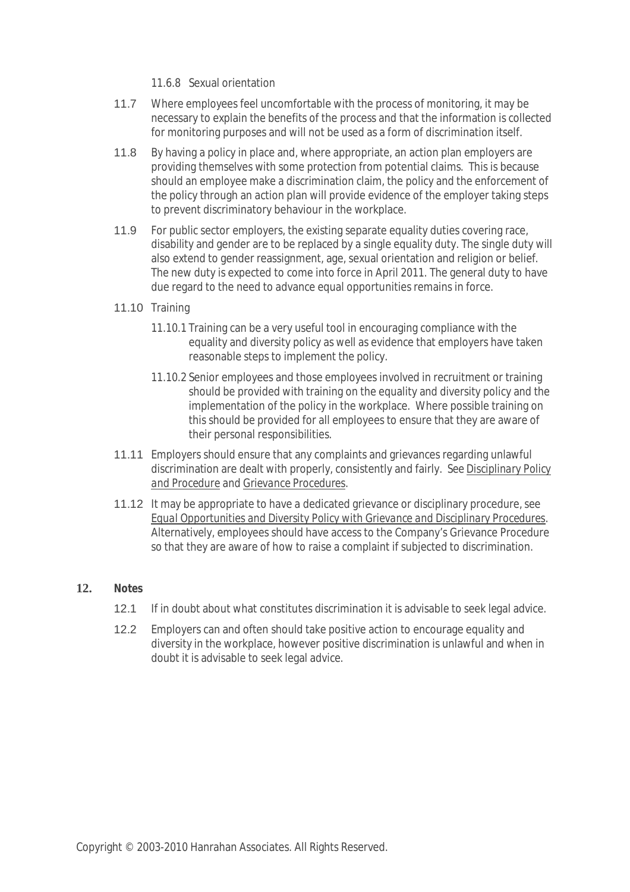11.6.8 Sexual orientation

11.7 Where employees feel uncomfortable with the process of monitoring, it may be necessary to explain the benefits of the process and that the information is collected for monitoring purposes and will not be used as a form of discrimination itself.

11.8 By having a policy in place and, where appropriate, an action plan employers are providing themselves with some protection from potential claims. This is because should an employee make a discrimination claim, the policy and the enforcement of the policy through an action plan will provide evidence of the employer taking steps to prevent discriminatory behaviour in the workplace.

11.9 For public sector employers, the existing separate equality duties covering race, disability and gender are to be replaced by a single equality duty. The single duty will also extend to gender reassignment, age, sexual orientation and religion or belief. The new duty is expected to come into force in April 2011. The general duty to have due regard to the need to advance equal opportunities remains in force.

11.10 Training

11.10.1 Training can be a very useful tool in encouraging compliance with the equality and diversity policy as well as evidence that employers have taken reasonable steps to implement the policy.

11.10.2 Senior employees and those employees involved in recruitment or training should be provided with training on the equality and diversity policy and the implementation of the policy in the workplace. Where possible training on this should be provided for all employees to ensure that they are aware of their personal responsibilities.

11.11 Employers should ensure that any complaints and grievances regarding unlawful discrimination are dealt with properly, consistently and fairly. See *Disciplinary Policy and Procedure* and *Grievance Procedures*.

11.12 It may be appropriate to have a dedicated grievance or disciplinary procedure, see *Equal Opportunities and Diversity Policy with Grievance and Disciplinary Procedures*. Alternatively, employees should have access to the Company's Grievance Procedure so that they are aware of how to raise a complaint if subjected to discrimination.

## 12. Notes

12.1 If in doubt about what constitutes discrimination it is advisable to seek legal advice.

12.2 Employers can and often should take positive action to encourage equality and diversity in the workplace, however positive discrimination is unlawful and when in doubt it is advisable to seek legal advice.

Copyright © 2003-2010 Hanrahan Associates. All Rights Reserved.